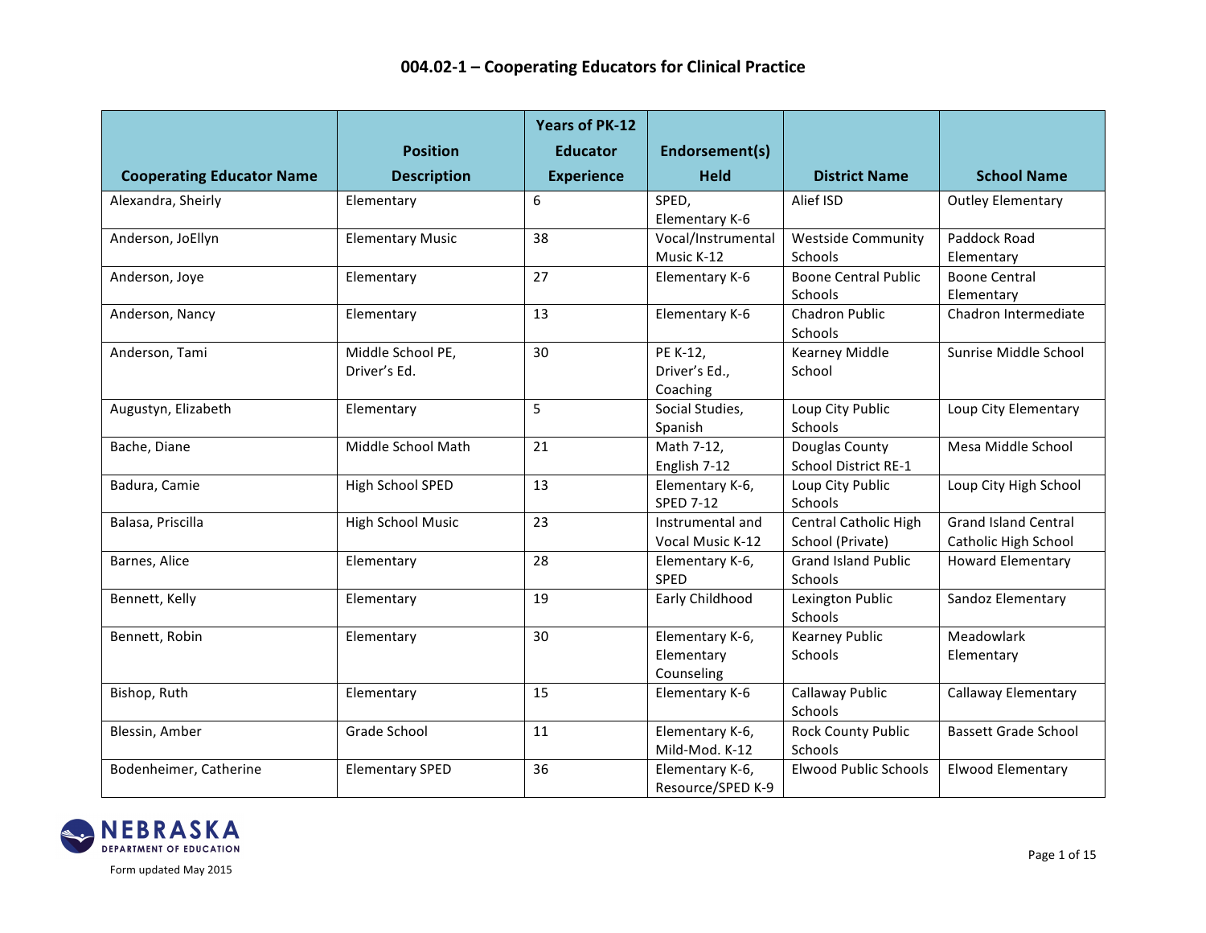# 004.02-1 – Cooperating Educators for Clinical Practice

| Cooperating Educator Name | Position Description | Years of PK-12 Educator Experience | Endorsement(s) Held | District Name | School Name |
|---|---|---|---|---|---|
| Alexandra, Sheirly | Elementary | 6 | SPED, Elementary K-6 | Alief ISD | Outley Elementary |
| Anderson, JoEllyn | Elementary Music | 38 | Vocal/Instrumental Music K-12 | Westside Community Schools | Paddock Road Elementary |
| Anderson, Joye | Elementary | 27 | Elementary K-6 | Boone Central Public Schools | Boone Central Elementary |
| Anderson, Nancy | Elementary | 13 | Elementary K-6 | Chadron Public Schools | Chadron Intermediate |
| Anderson, Tami | Middle School PE, Driver's Ed. | 30 | PE K-12, Driver's Ed., Coaching | Kearney Middle School | Sunrise Middle School |
| Augustyn, Elizabeth | Elementary | 5 | Social Studies, Spanish | Loup City Public Schools | Loup City Elementary |
| Bache, Diane | Middle School Math | 21 | Math 7-12, English 7-12 | Douglas County School District RE-1 | Mesa Middle School |
| Badura, Camie | High School SPED | 13 | Elementary K-6, SPED 7-12 | Loup City Public Schools | Loup City High School |
| Balasa, Priscilla | High School Music | 23 | Instrumental and Vocal Music K-12 | Central Catholic High School (Private) | Grand Island Central Catholic High School |
| Barnes, Alice | Elementary | 28 | Elementary K-6, SPED | Grand Island Public Schools | Howard Elementary |
| Bennett, Kelly | Elementary | 19 | Early Childhood | Lexington Public Schools | Sandoz Elementary |
| Bennett, Robin | Elementary | 30 | Elementary K-6, Elementary Counseling | Kearney Public Schools | Meadowlark Elementary |
| Bishop, Ruth | Elementary | 15 | Elementary K-6 | Callaway Public Schools | Callaway Elementary |
| Blessin, Amber | Grade School | 11 | Elementary K-6, Mild-Mod. K-12 | Rock County Public Schools | Bassett Grade School |
| Bodenheimer, Catherine | Elementary SPED | 36 | Elementary K-6, Resource/SPED K-9 | Elwood Public Schools | Elwood Elementary |

Form updated May 2015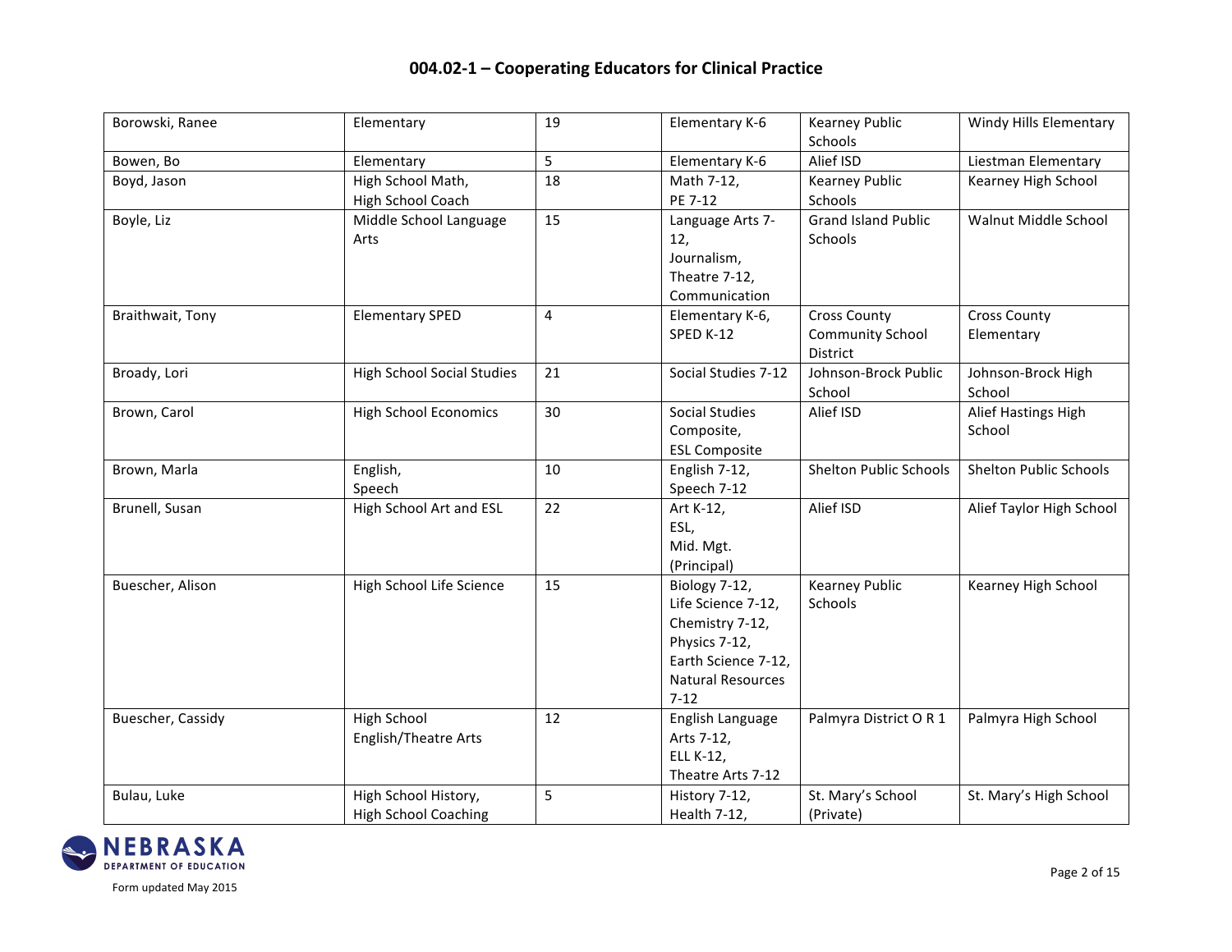## 004.02-1 – Cooperating Educators for Clinical Practice

| | | | | | |
|---|---|---|---|---|---|
| Borowski, Ranee | Elementary | 19 | Elementary K-6 | Kearney Public Schools | Windy Hills Elementary |
| Bowen, Bo | Elementary | 5 | Elementary K-6 | Alief ISD | Liestman Elementary |
| Boyd, Jason | High School Math, High School Coach | 18 | Math 7-12, PE 7-12 | Kearney Public Schools | Kearney High School |
| Boyle, Liz | Middle School Language Arts | 15 | Language Arts 7-12, Journalism, Theatre 7-12, Communication | Grand Island Public Schools | Walnut Middle School |
| Braithwait, Tony | Elementary SPED | 4 | Elementary K-6, SPED K-12 | Cross County Community School District | Cross County Elementary |
| Broady, Lori | High School Social Studies | 21 | Social Studies 7-12 | Johnson-Brock Public School | Johnson-Brock High School |
| Brown, Carol | High School Economics | 30 | Social Studies Composite, ESL Composite | Alief ISD | Alief Hastings High School |
| Brown, Marla | English, Speech | 10 | English 7-12, Speech 7-12 | Shelton Public Schools | Shelton Public Schools |
| Brunell, Susan | High School Art and ESL | 22 | Art K-12, ESL, Mid. Mgt. (Principal) | Alief ISD | Alief Taylor High School |
| Buescher, Alison | High School Life Science | 15 | Biology 7-12, Life Science 7-12, Chemistry 7-12, Physics 7-12, Earth Science 7-12, Natural Resources 7-12 | Kearney Public Schools | Kearney High School |
| Buescher, Cassidy | High School English/Theatre Arts | 12 | English Language Arts 7-12, ELL K-12, Theatre Arts 7-12 | Palmyra District O R 1 | Palmyra High School |
| Bulau, Luke | High School History, High School Coaching | 5 | History 7-12, Health 7-12, | St. Mary's School (Private) | St. Mary's High School |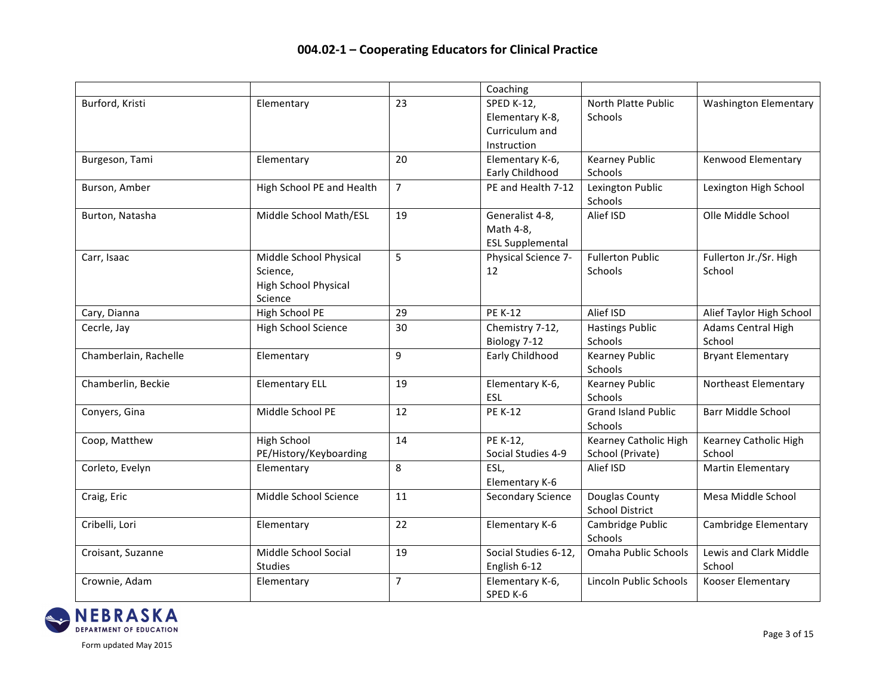## 004.02-1 – Cooperating Educators for Clinical Practice

| | | | | | |
|---|---|---|---|---|---|
| | | | Coaching | | |
| Burford, Kristi | Elementary | 23 | SPED K-12, Elementary K-8, Curriculum and Instruction | North Platte Public Schools | Washington Elementary |
| Burgeson, Tami | Elementary | 20 | Elementary K-6, Early Childhood | Kearney Public Schools | Kenwood Elementary |
| Burson, Amber | High School PE and Health | 7 | PE and Health 7-12 | Lexington Public Schools | Lexington High School |
| Burton, Natasha | Middle School Math/ESL | 19 | Generalist 4-8, Math 4-8, ESL Supplemental | Alief ISD | Olle Middle School |
| Carr, Isaac | Middle School Physical Science, High School Physical Science | 5 | Physical Science 7-12 | Fullerton Public Schools | Fullerton Jr./Sr. High School |
| Cary, Dianna | High School PE | 29 | PE K-12 | Alief ISD | Alief Taylor High School |
| Cecrle, Jay | High School Science | 30 | Chemistry 7-12, Biology 7-12 | Hastings Public Schools | Adams Central High School |
| Chamberlain, Rachelle | Elementary | 9 | Early Childhood | Kearney Public Schools | Bryant Elementary |
| Chamberlin, Beckie | Elementary ELL | 19 | Elementary K-6, ESL | Kearney Public Schools | Northeast Elementary |
| Conyers, Gina | Middle School PE | 12 | PE K-12 | Grand Island Public Schools | Barr Middle School |
| Coop, Matthew | High School PE/History/Keyboarding | 14 | PE K-12, Social Studies 4-9 | Kearney Catholic High School (Private) | Kearney Catholic High School |
| Corleto, Evelyn | Elementary | 8 | ESL, Elementary K-6 | Alief ISD | Martin Elementary |
| Craig, Eric | Middle School Science | 11 | Secondary Science | Douglas County School District | Mesa Middle School |
| Cribelli, Lori | Elementary | 22 | Elementary K-6 | Cambridge Public Schools | Cambridge Elementary |
| Croisant, Suzanne | Middle School Social Studies | 19 | Social Studies 6-12, English 6-12 | Omaha Public Schools | Lewis and Clark Middle School |
| Crownie, Adam | Elementary | 7 | Elementary K-6, SPED K-6 | Lincoln Public Schools | Kooser Elementary |

Form updated May 2015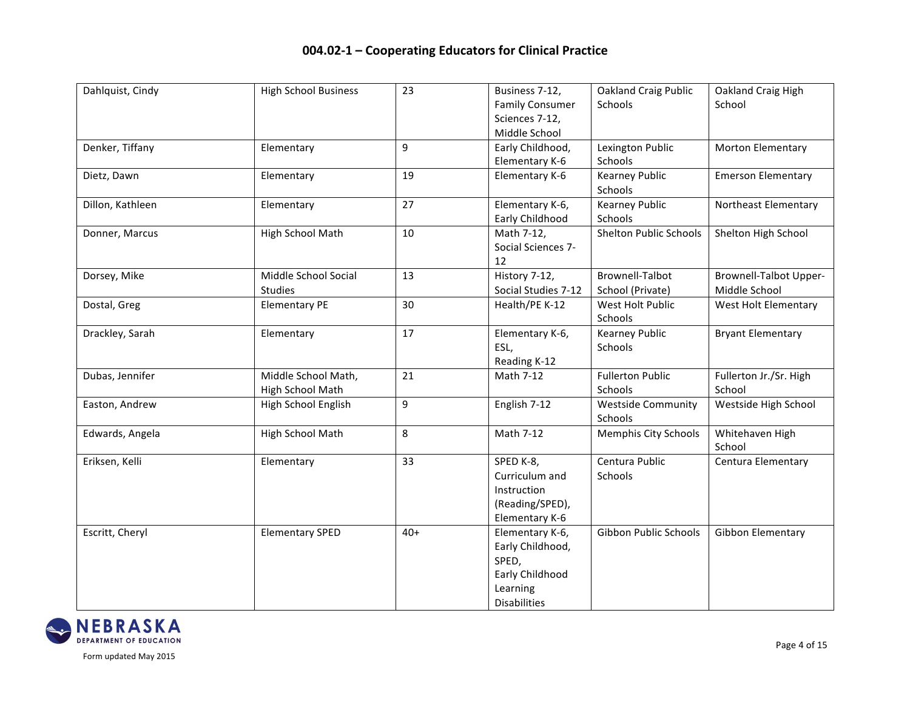# 004.02-1 – Cooperating Educators for Clinical Practice

| | | | | | |
|---|---|---|---|---|---|
| Dahlquist, Cindy | High School Business | 23 | Business 7-12, Family Consumer Sciences 7-12, Middle School | Oakland Craig Public Schools | Oakland Craig High School |
| Denker, Tiffany | Elementary | 9 | Early Childhood, Elementary K-6 | Lexington Public Schools | Morton Elementary |
| Dietz, Dawn | Elementary | 19 | Elementary K-6 | Kearney Public Schools | Emerson Elementary |
| Dillon, Kathleen | Elementary | 27 | Elementary K-6, Early Childhood | Kearney Public Schools | Northeast Elementary |
| Donner, Marcus | High School Math | 10 | Math 7-12, Social Sciences 7-12 | Shelton Public Schools | Shelton High School |
| Dorsey, Mike | Middle School Social Studies | 13 | History 7-12, Social Studies 7-12 | Brownell-Talbot School (Private) | Brownell-Talbot Upper-Middle School |
| Dostal, Greg | Elementary PE | 30 | Health/PE K-12 | West Holt Public Schools | West Holt Elementary |
| Drackley, Sarah | Elementary | 17 | Elementary K-6, ESL, Reading K-12 | Kearney Public Schools | Bryant Elementary |
| Dubas, Jennifer | Middle School Math, High School Math | 21 | Math 7-12 | Fullerton Public Schools | Fullerton Jr./Sr. High School |
| Easton, Andrew | High School English | 9 | English 7-12 | Westside Community Schools | Westside High School |
| Edwards, Angela | High School Math | 8 | Math 7-12 | Memphis City Schools | Whitehaven High School |
| Eriksen, Kelli | Elementary | 33 | SPED K-8, Curriculum and Instruction (Reading/SPED), Elementary K-6 | Centura Public Schools | Centura Elementary |
| Escritt, Cheryl | Elementary SPED | 40+ | Elementary K-6, Early Childhood, SPED, Early Childhood Learning Disabilities | Gibbon Public Schools | Gibbon Elementary |

Form updated May 2015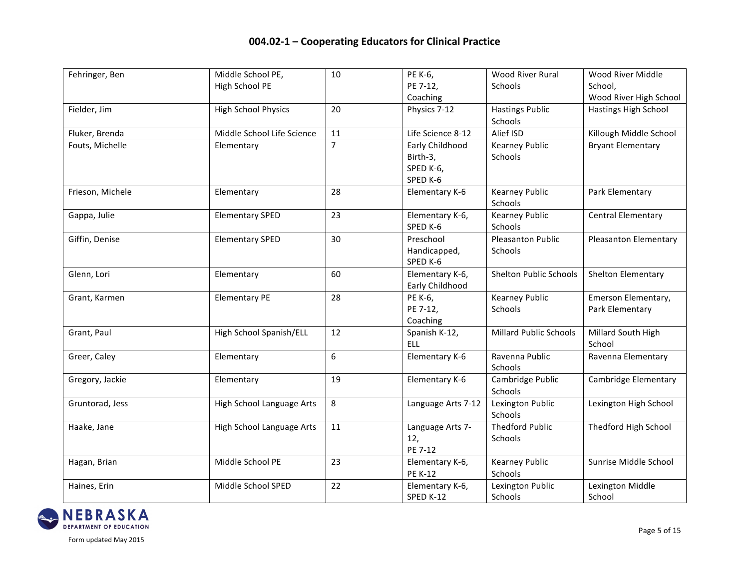## 004.02-1 – Cooperating Educators for Clinical Practice

| | | | | | |
|---|---|---|---|---|---|
| Fehringer, Ben | Middle School PE, High School PE | 10 | PE K-6, PE 7-12, Coaching | Wood River Rural Schools | Wood River Middle School, Wood River High School |
| Fielder, Jim | High School Physics | 20 | Physics 7-12 | Hastings Public Schools | Hastings High School |
| Fluker, Brenda | Middle School Life Science | 11 | Life Science 8-12 | Alief ISD | Killough Middle School |
| Fouts, Michelle | Elementary | 7 | Early Childhood Birth-3, SPED K-6, SPED K-6 | Kearney Public Schools | Bryant Elementary |
| Frieson, Michele | Elementary | 28 | Elementary K-6 | Kearney Public Schools | Park Elementary |
| Gappa, Julie | Elementary SPED | 23 | Elementary K-6, SPED K-6 | Kearney Public Schools | Central Elementary |
| Giffin, Denise | Elementary SPED | 30 | Preschool Handicapped, SPED K-6 | Pleasanton Public Schools | Pleasanton Elementary |
| Glenn, Lori | Elementary | 60 | Elementary K-6, Early Childhood | Shelton Public Schools | Shelton Elementary |
| Grant, Karmen | Elementary PE | 28 | PE K-6, PE 7-12, Coaching | Kearney Public Schools | Emerson Elementary, Park Elementary |
| Grant, Paul | High School Spanish/ELL | 12 | Spanish K-12, ELL | Millard Public Schools | Millard South High School |
| Greer, Caley | Elementary | 6 | Elementary K-6 | Ravenna Public Schools | Ravenna Elementary |
| Gregory, Jackie | Elementary | 19 | Elementary K-6 | Cambridge Public Schools | Cambridge Elementary |
| Gruntorad, Jess | High School Language Arts | 8 | Language Arts 7-12 | Lexington Public Schools | Lexington High School |
| Haake, Jane | High School Language Arts | 11 | Language Arts 7-12, PE 7-12 | Thedford Public Schools | Thedford High School |
| Hagan, Brian | Middle School PE | 23 | Elementary K-6, PE K-12 | Kearney Public Schools | Sunrise Middle School |
| Haines, Erin | Middle School SPED | 22 | Elementary K-6, SPED K-12 | Lexington Public Schools | Lexington Middle School |

Form updated May 2015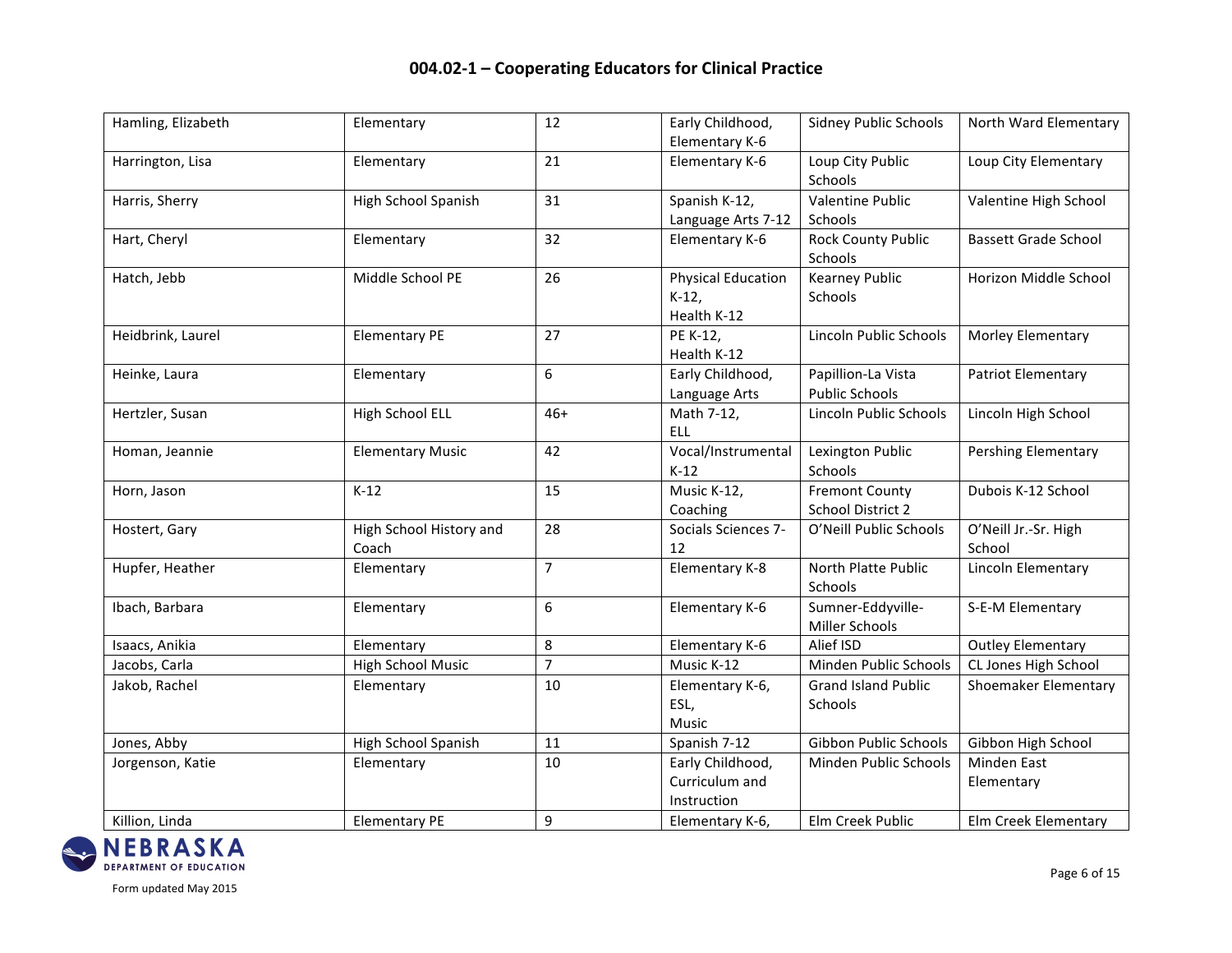## 004.02-1 – Cooperating Educators for Clinical Practice

| | | | | | |
|---|---|---|---|---|---|
| Hamling, Elizabeth | Elementary | 12 | Early Childhood, Elementary K-6 | Sidney Public Schools | North Ward Elementary |
| Harrington, Lisa | Elementary | 21 | Elementary K-6 | Loup City Public Schools | Loup City Elementary |
| Harris, Sherry | High School Spanish | 31 | Spanish K-12, Language Arts 7-12 | Valentine Public Schools | Valentine High School |
| Hart, Cheryl | Elementary | 32 | Elementary K-6 | Rock County Public Schools | Bassett Grade School |
| Hatch, Jebb | Middle School PE | 26 | Physical Education K-12, Health K-12 | Kearney Public Schools | Horizon Middle School |
| Heidbrink, Laurel | Elementary PE | 27 | PE K-12, Health K-12 | Lincoln Public Schools | Morley Elementary |
| Heinke, Laura | Elementary | 6 | Early Childhood, Language Arts | Papillion-La Vista Public Schools | Patriot Elementary |
| Hertzler, Susan | High School ELL | 46+ | Math 7-12, ELL | Lincoln Public Schools | Lincoln High School |
| Homan, Jeannie | Elementary Music | 42 | Vocal/Instrumental K-12 | Lexington Public Schools | Pershing Elementary |
| Horn, Jason | K-12 | 15 | Music K-12, Coaching | Fremont County School District 2 | Dubois K-12 School |
| Hostert, Gary | High School History and Coach | 28 | Socials Sciences 7-12 | O'Neill Public Schools | O'Neill Jr.-Sr. High School |
| Hupfer, Heather | Elementary | 7 | Elementary K-8 | North Platte Public Schools | Lincoln Elementary |
| Ibach, Barbara | Elementary | 6 | Elementary K-6 | Sumner-Eddyville-Miller Schools | S-E-M Elementary |
| Isaacs, Anikia | Elementary | 8 | Elementary K-6 | Alief ISD | Outley Elementary |
| Jacobs, Carla | High School Music | 7 | Music K-12 | Minden Public Schools | CL Jones High School |
| Jakob, Rachel | Elementary | 10 | Elementary K-6, ESL, Music | Grand Island Public Schools | Shoemaker Elementary |
| Jones, Abby | High School Spanish | 11 | Spanish 7-12 | Gibbon Public Schools | Gibbon High School |
| Jorgenson, Katie | Elementary | 10 | Early Childhood, Curriculum and Instruction | Minden Public Schools | Minden East Elementary |
| Killion, Linda | Elementary PE | 9 | Elementary K-6, | Elm Creek Public | Elm Creek Elementary |

Form updated May 2015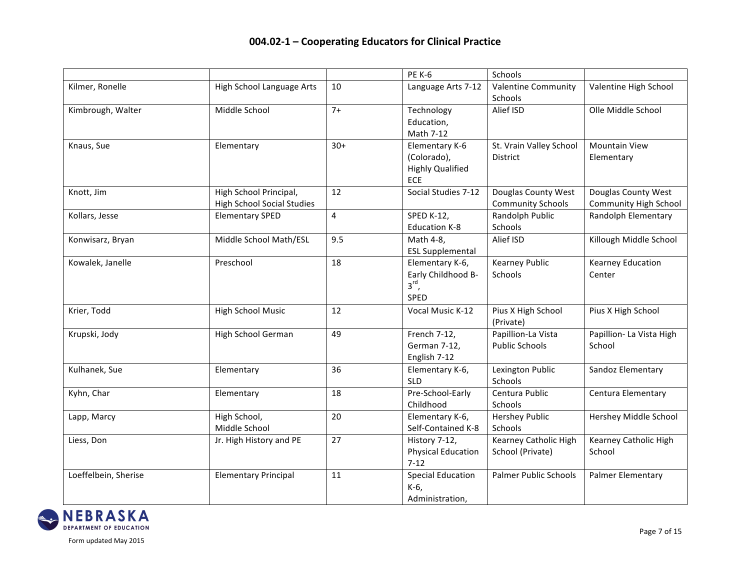## 004.02-1 – Cooperating Educators for Clinical Practice

| | | | | | |
|---|---|---|---|---|---|
| | | | PE K-6 | Schools | |
| Kilmer, Ronelle | High School Language Arts | 10 | Language Arts 7-12 | Valentine Community Schools | Valentine High School |
| Kimbrough, Walter | Middle School | 7+ | Technology Education, Math 7-12 | Alief ISD | Olle Middle School |
| Knaus, Sue | Elementary | 30+ | Elementary K-6 (Colorado), Highly Qualified ECE | St. Vrain Valley School District | Mountain View Elementary |
| Knott, Jim | High School Principal, High School Social Studies | 12 | Social Studies 7-12 | Douglas County West Community Schools | Douglas County West Community High School |
| Kollars, Jesse | Elementary SPED | 4 | SPED K-12, Education K-8 | Randolph Public Schools | Randolph Elementary |
| Konwisarz, Bryan | Middle School Math/ESL | 9.5 | Math 4-8, ESL Supplemental | Alief ISD | Killough Middle School |
| Kowalek, Janelle | Preschool | 18 | Elementary K-6, Early Childhood B-3rd, SPED | Kearney Public Schools | Kearney Education Center |
| Krier, Todd | High School Music | 12 | Vocal Music K-12 | Pius X High School (Private) | Pius X High School |
| Krupski, Jody | High School German | 49 | French 7-12, German 7-12, English 7-12 | Papillion-La Vista Public Schools | Papillion- La Vista High School |
| Kulhanek, Sue | Elementary | 36 | Elementary K-6, SLD | Lexington Public Schools | Sandoz Elementary |
| Kyhn, Char | Elementary | 18 | Pre-School-Early Childhood | Centura Public Schools | Centura Elementary |
| Lapp, Marcy | High School, Middle School | 20 | Elementary K-6, Self-Contained K-8 | Hershey Public Schools | Hershey Middle School |
| Liess, Don | Jr. High History and PE | 27 | History 7-12, Physical Education 7-12 | Kearney Catholic High School (Private) | Kearney Catholic High School |
| Loeffelbein, Sherise | Elementary Principal | 11 | Special Education K-6, Administration, | Palmer Public Schools | Palmer Elementary |

Form updated May 2015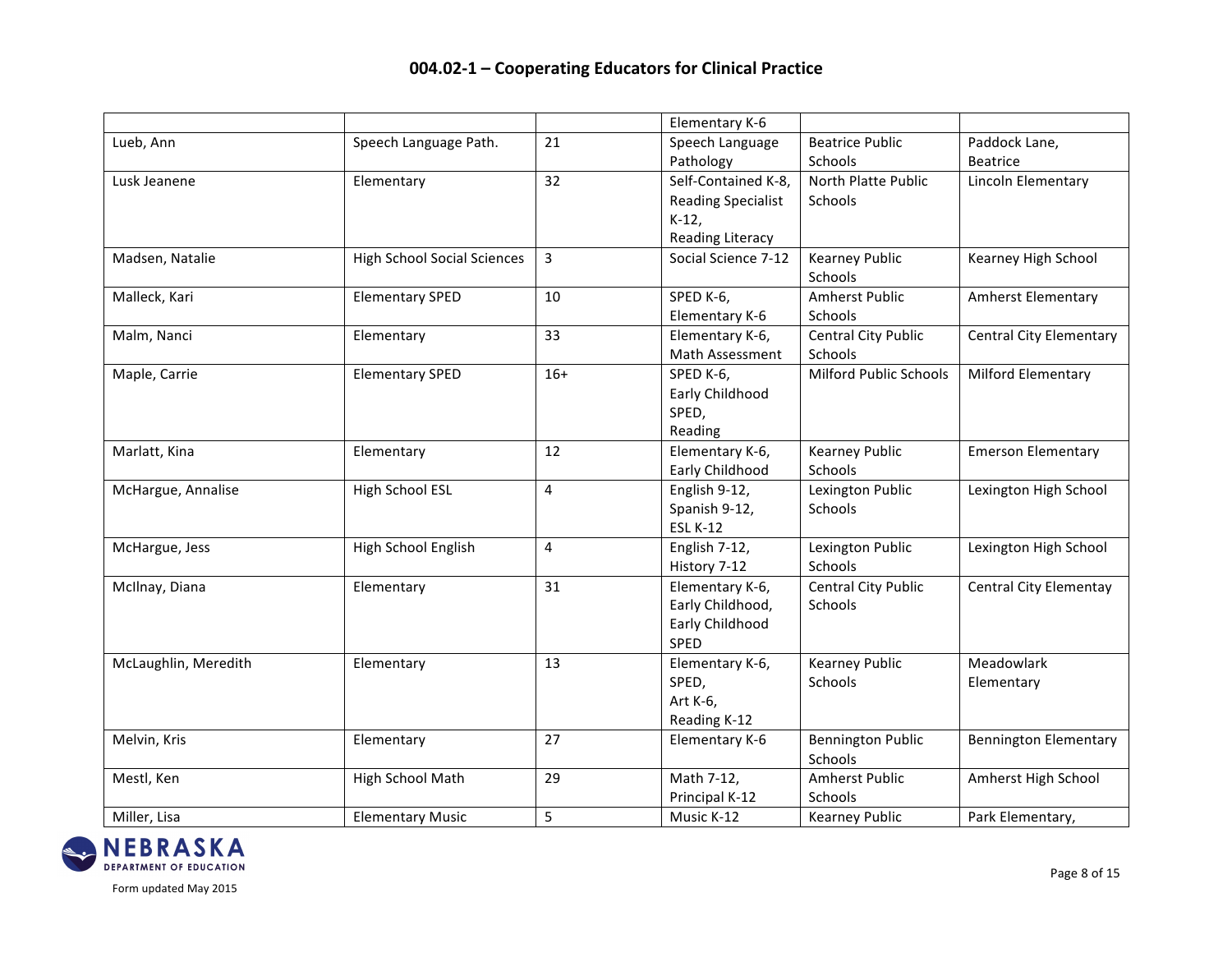# 004.02-1 – Cooperating Educators for Clinical Practice

| | | | | | |
|---|---|---|---|---|---|
| | | | Elementary K-6 | | |
| Lueb, Ann | Speech Language Path. | 21 | Speech Language Pathology | Beatrice Public Schools | Paddock Lane, Beatrice |
| Lusk Jeanene | Elementary | 32 | Self-Contained K-8, Reading Specialist K-12, Reading Literacy | North Platte Public Schools | Lincoln Elementary |
| Madsen, Natalie | High School Social Sciences | 3 | Social Science 7-12 | Kearney Public Schools | Kearney High School |
| Malleck, Kari | Elementary SPED | 10 | SPED K-6, Elementary K-6 | Amherst Public Schools | Amherst Elementary |
| Malm, Nanci | Elementary | 33 | Elementary K-6, Math Assessment | Central City Public Schools | Central City Elementary |
| Maple, Carrie | Elementary SPED | 16+ | SPED K-6, Early Childhood SPED, Reading | Milford Public Schools | Milford Elementary |
| Marlatt, Kina | Elementary | 12 | Elementary K-6, Early Childhood | Kearney Public Schools | Emerson Elementary |
| McHargue, Annalise | High School ESL | 4 | English 9-12, Spanish 9-12, ESL K-12 | Lexington Public Schools | Lexington High School |
| McHargue, Jess | High School English | 4 | English 7-12, History 7-12 | Lexington Public Schools | Lexington High School |
| McIlnay, Diana | Elementary | 31 | Elementary K-6, Early Childhood, Early Childhood SPED | Central City Public Schools | Central City Elementay |
| McLaughlin, Meredith | Elementary | 13 | Elementary K-6, SPED, Art K-6, Reading K-12 | Kearney Public Schools | Meadowlark Elementary |
| Melvin, Kris | Elementary | 27 | Elementary K-6 | Bennington Public Schools | Bennington Elementary |
| Mestl, Ken | High School Math | 29 | Math 7-12, Principal K-12 | Amherst Public Schools | Amherst High School |
| Miller, Lisa | Elementary Music | 5 | Music K-12 | Kearney Public | Park Elementary, |

Form updated May 2015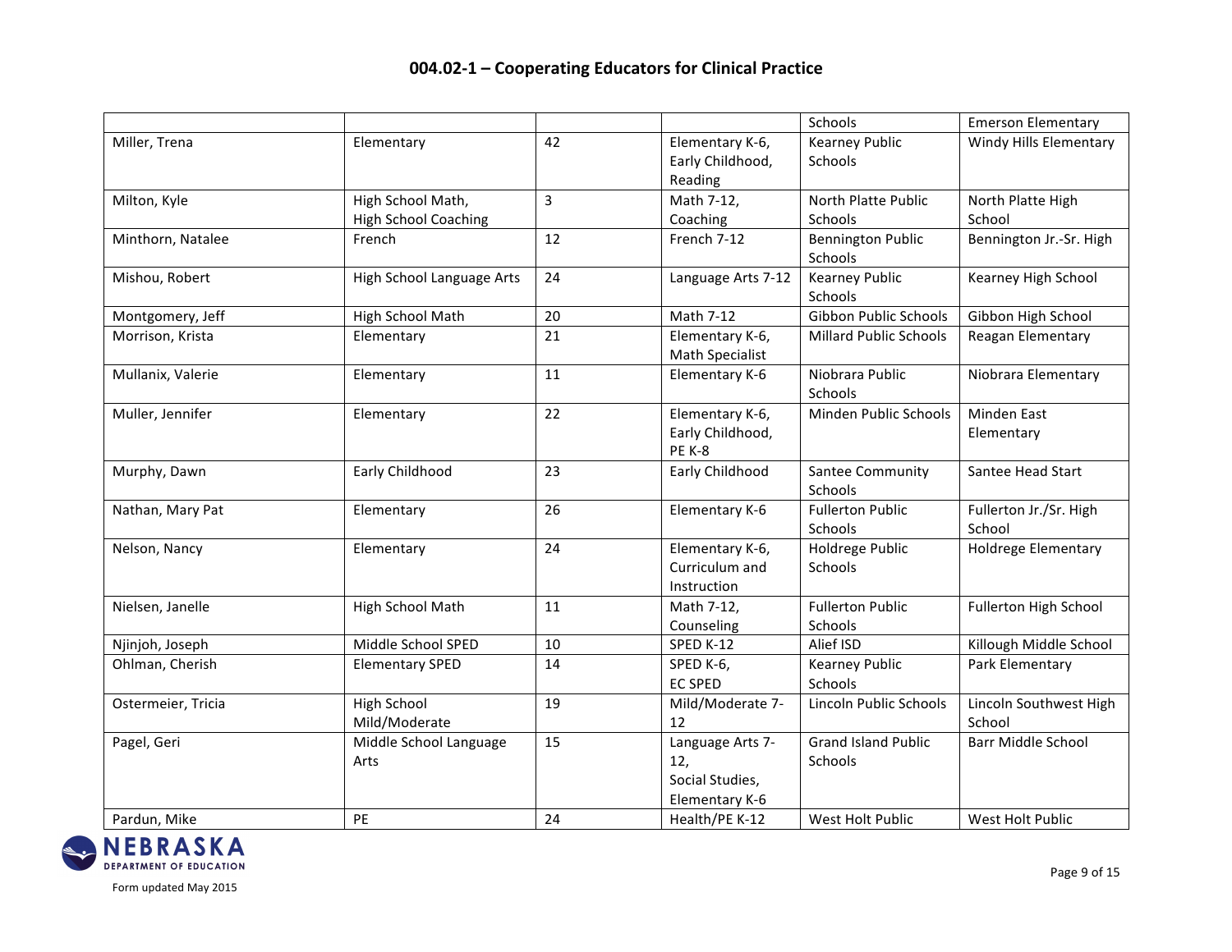## 004.02-1 – Cooperating Educators for Clinical Practice

| | | | | | |
|---|---|---|---|---|---|
| | | | | Schools | Emerson Elementary |
| Miller, Trena | Elementary | 42 | Elementary K-6, Early Childhood, Reading | Kearney Public Schools | Windy Hills Elementary |
| Milton, Kyle | High School Math, High School Coaching | 3 | Math 7-12, Coaching | North Platte Public Schools | North Platte High School |
| Minthorn, Natalee | French | 12 | French 7-12 | Bennington Public Schools | Bennington Jr.-Sr. High |
| Mishou, Robert | High School Language Arts | 24 | Language Arts 7-12 | Kearney Public Schools | Kearney High School |
| Montgomery, Jeff | High School Math | 20 | Math 7-12 | Gibbon Public Schools | Gibbon High School |
| Morrison, Krista | Elementary | 21 | Elementary K-6, Math Specialist | Millard Public Schools | Reagan Elementary |
| Mullanix, Valerie | Elementary | 11 | Elementary K-6 | Niobrara Public Schools | Niobrara Elementary |
| Muller, Jennifer | Elementary | 22 | Elementary K-6, Early Childhood, PE K-8 | Minden Public Schools | Minden East Elementary |
| Murphy, Dawn | Early Childhood | 23 | Early Childhood | Santee Community Schools | Santee Head Start |
| Nathan, Mary Pat | Elementary | 26 | Elementary K-6 | Fullerton Public Schools | Fullerton Jr./Sr. High School |
| Nelson, Nancy | Elementary | 24 | Elementary K-6, Curriculum and Instruction | Holdrege Public Schools | Holdrege Elementary |
| Nielsen, Janelle | High School Math | 11 | Math 7-12, Counseling | Fullerton Public Schools | Fullerton High School |
| Njinjoh, Joseph | Middle School SPED | 10 | SPED K-12 | Alief ISD | Killough Middle School |
| Ohlman, Cherish | Elementary SPED | 14 | SPED K-6, EC SPED | Kearney Public Schools | Park Elementary |
| Ostermeier, Tricia | High School Mild/Moderate | 19 | Mild/Moderate 7-12 | Lincoln Public Schools | Lincoln Southwest High School |
| Pagel, Geri | Middle School Language Arts | 15 | Language Arts 7-12, Social Studies, Elementary K-6 | Grand Island Public Schools | Barr Middle School |
| Pardun, Mike | PE | 24 | Health/PE K-12 | West Holt Public | West Holt Public |

Form updated May 2015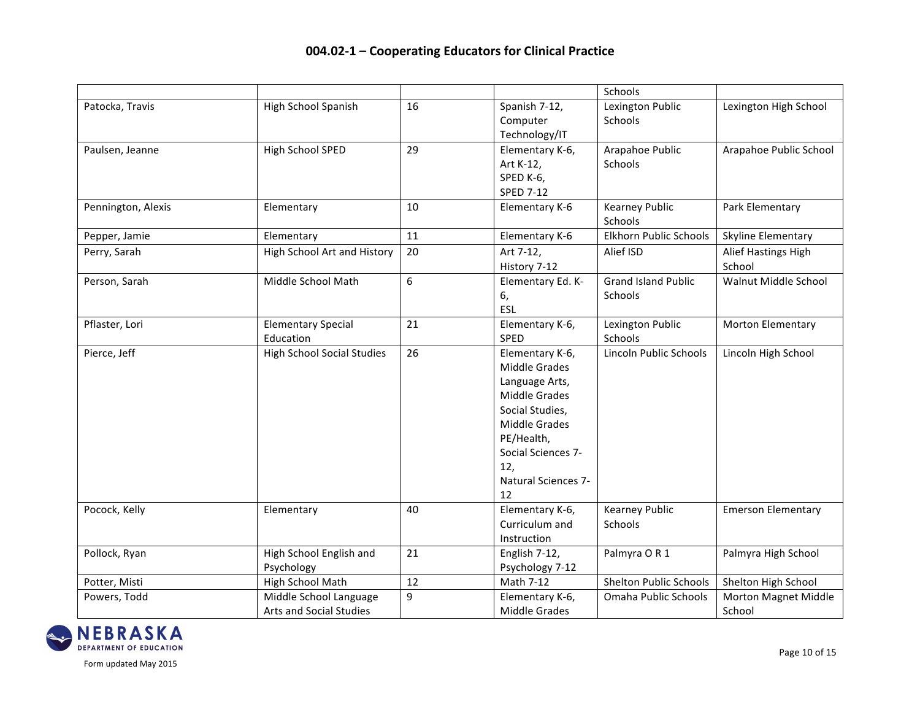# 004.02-1 – Cooperating Educators for Clinical Practice

| | | | | | |
|---|---|---|---|---|---|
| | | | | Schools | |
| Patocka, Travis | High School Spanish | 16 | Spanish 7-12, Computer Technology/IT | Lexington Public Schools | Lexington High School |
| Paulsen, Jeanne | High School SPED | 29 | Elementary K-6, Art K-12, SPED K-6, SPED 7-12 | Arapahoe Public Schools | Arapahoe Public School |
| Pennington, Alexis | Elementary | 10 | Elementary K-6 | Kearney Public Schools | Park Elementary |
| Pepper, Jamie | Elementary | 11 | Elementary K-6 | Elkhorn Public Schools | Skyline Elementary |
| Perry, Sarah | High School Art and History | 20 | Art 7-12, History 7-12 | Alief ISD | Alief Hastings High School |
| Person, Sarah | Middle School Math | 6 | Elementary Ed. K-6, ESL | Grand Island Public Schools | Walnut Middle School |
| Pflaster, Lori | Elementary Special Education | 21 | Elementary K-6, SPED | Lexington Public Schools | Morton Elementary |
| Pierce, Jeff | High School Social Studies | 26 | Elementary K-6, Middle Grades Language Arts, Middle Grades Social Studies, Middle Grades PE/Health, Social Sciences 7-12, Natural Sciences 7-12 | Lincoln Public Schools | Lincoln High School |
| Pocock, Kelly | Elementary | 40 | Elementary K-6, Curriculum and Instruction | Kearney Public Schools | Emerson Elementary |
| Pollock, Ryan | High School English and Psychology | 21 | English 7-12, Psychology 7-12 | Palmyra O R 1 | Palmyra High School |
| Potter, Misti | High School Math | 12 | Math 7-12 | Shelton Public Schools | Shelton High School |
| Powers, Todd | Middle School Language Arts and Social Studies | 9 | Elementary K-6, Middle Grades | Omaha Public Schools | Morton Magnet Middle School |

Form updated May 2015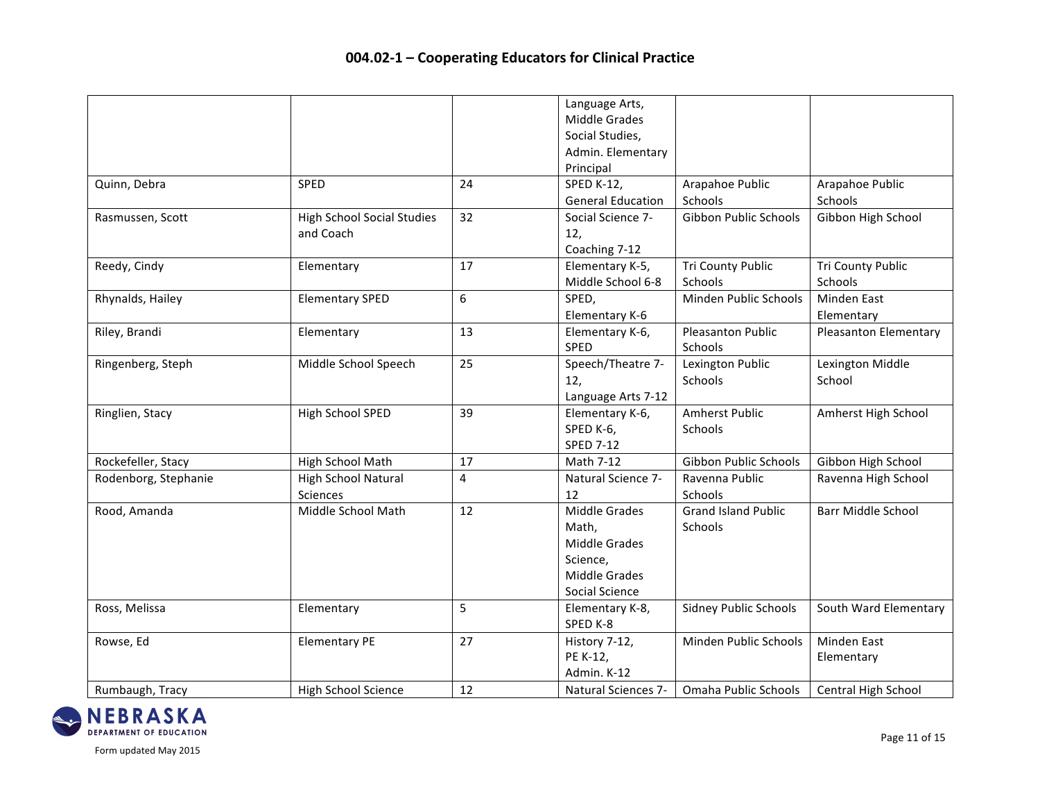## 004.02-1 – Cooperating Educators for Clinical Practice

| | | | | | |
|---|---|---|---|---|---|
| | | | Language Arts, Middle Grades Social Studies, Admin. Elementary Principal | | |
| Quinn, Debra | SPED | 24 | SPED K-12, General Education | Arapahoe Public Schools | Arapahoe Public Schools |
| Rasmussen, Scott | High School Social Studies and Coach | 32 | Social Science 7-12, Coaching 7-12 | Gibbon Public Schools | Gibbon High School |
| Reedy, Cindy | Elementary | 17 | Elementary K-5, Middle School 6-8 | Tri County Public Schools | Tri County Public Schools |
| Rhynalds, Hailey | Elementary SPED | 6 | SPED, Elementary K-6 | Minden Public Schools | Minden East Elementary |
| Riley, Brandi | Elementary | 13 | Elementary K-6, SPED | Pleasanton Public Schools | Pleasanton Elementary |
| Ringenberg, Steph | Middle School Speech | 25 | Speech/Theatre 7-12, Language Arts 7-12 | Lexington Public Schools | Lexington Middle School |
| Ringlien, Stacy | High School SPED | 39 | Elementary K-6, SPED K-6, SPED 7-12 | Amherst Public Schools | Amherst High School |
| Rockefeller, Stacy | High School Math | 17 | Math 7-12 | Gibbon Public Schools | Gibbon High School |
| Rodenborg, Stephanie | High School Natural Sciences | 4 | Natural Science 7-12 | Ravenna Public Schools | Ravenna High School |
| Rood, Amanda | Middle School Math | 12 | Middle Grades Math, Middle Grades Science, Middle Grades Social Science | Grand Island Public Schools | Barr Middle School |
| Ross, Melissa | Elementary | 5 | Elementary K-8, SPED K-8 | Sidney Public Schools | South Ward Elementary |
| Rowse, Ed | Elementary PE | 27 | History 7-12, PE K-12, Admin. K-12 | Minden Public Schools | Minden East Elementary |
| Rumbaugh, Tracy | High School Science | 12 | Natural Sciences 7- | Omaha Public Schools | Central High School |

Form updated May 2015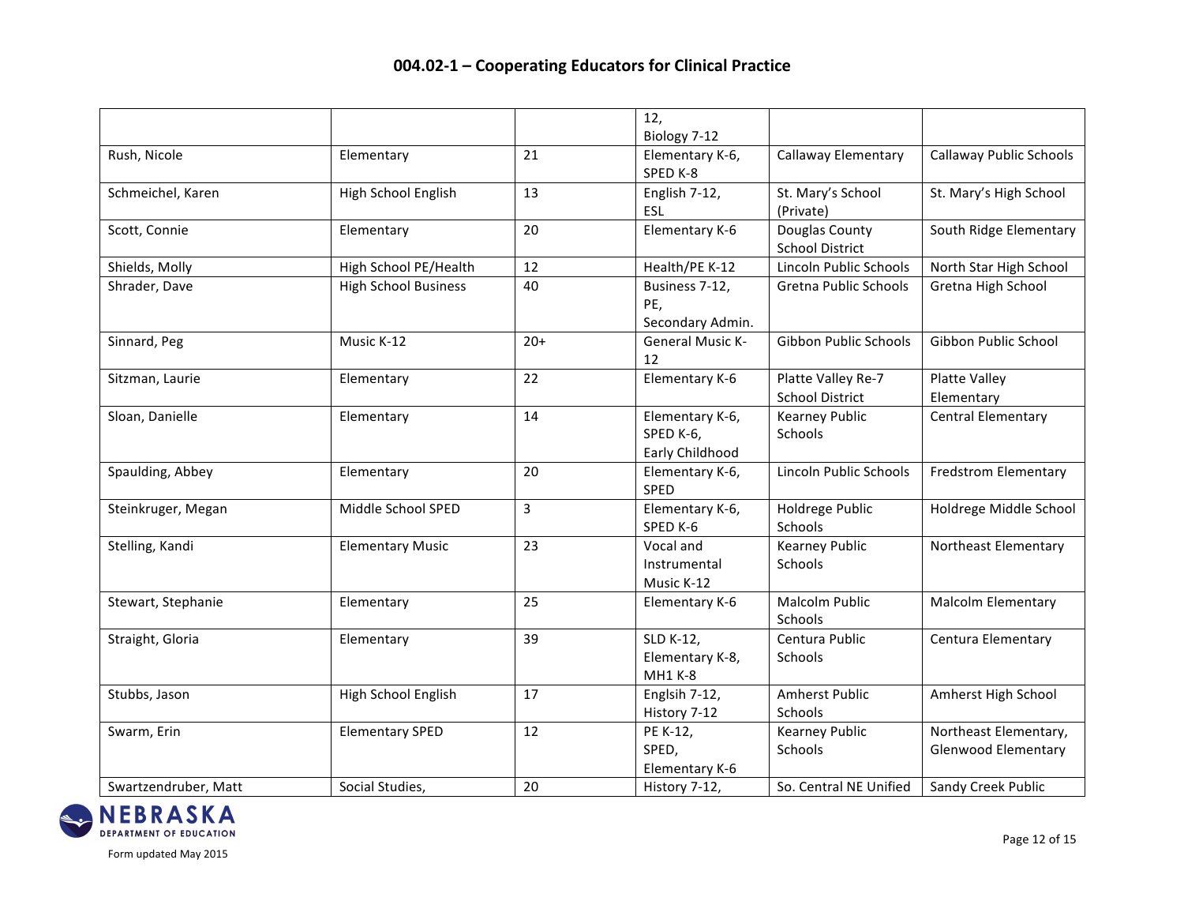# 004.02-1 – Cooperating Educators for Clinical Practice

| | | | | | |
|---|---|---|---|---|---|
| | | | 12, Biology 7-12 | | |
| Rush, Nicole | Elementary | 21 | Elementary K-6, SPED K-8 | Callaway Elementary | Callaway Public Schools |
| Schmeichel, Karen | High School English | 13 | English 7-12, ESL | St. Mary's School (Private) | St. Mary's High School |
| Scott, Connie | Elementary | 20 | Elementary K-6 | Douglas County School District | South Ridge Elementary |
| Shields, Molly | High School PE/Health | 12 | Health/PE K-12 | Lincoln Public Schools | North Star High School |
| Shrader, Dave | High School Business | 40 | Business 7-12, PE, Secondary Admin. | Gretna Public Schools | Gretna High School |
| Sinnard, Peg | Music K-12 | 20+ | General Music K-12 | Gibbon Public Schools | Gibbon Public School |
| Sitzman, Laurie | Elementary | 22 | Elementary K-6 | Platte Valley Re-7 School District | Platte Valley Elementary |
| Sloan, Danielle | Elementary | 14 | Elementary K-6, SPED K-6, Early Childhood | Kearney Public Schools | Central Elementary |
| Spaulding, Abbey | Elementary | 20 | Elementary K-6, SPED | Lincoln Public Schools | Fredstrom Elementary |
| Steinkruger, Megan | Middle School SPED | 3 | Elementary K-6, SPED K-6 | Holdrege Public Schools | Holdrege Middle School |
| Stelling, Kandi | Elementary Music | 23 | Vocal and Instrumental Music K-12 | Kearney Public Schools | Northeast Elementary |
| Stewart, Stephanie | Elementary | 25 | Elementary K-6 | Malcolm Public Schools | Malcolm Elementary |
| Straight, Gloria | Elementary | 39 | SLD K-12, Elementary K-8, MH1 K-8 | Centura Public Schools | Centura Elementary |
| Stubbs, Jason | High School English | 17 | Englsih 7-12, History 7-12 | Amherst Public Schools | Amherst High School |
| Swarm, Erin | Elementary SPED | 12 | PE K-12, SPED, Elementary K-6 | Kearney Public Schools | Northeast Elementary, Glenwood Elementary |
| Swartzendruber, Matt | Social Studies, | 20 | History 7-12, | So. Central NE Unified | Sandy Creek Public |

Form updated May 2015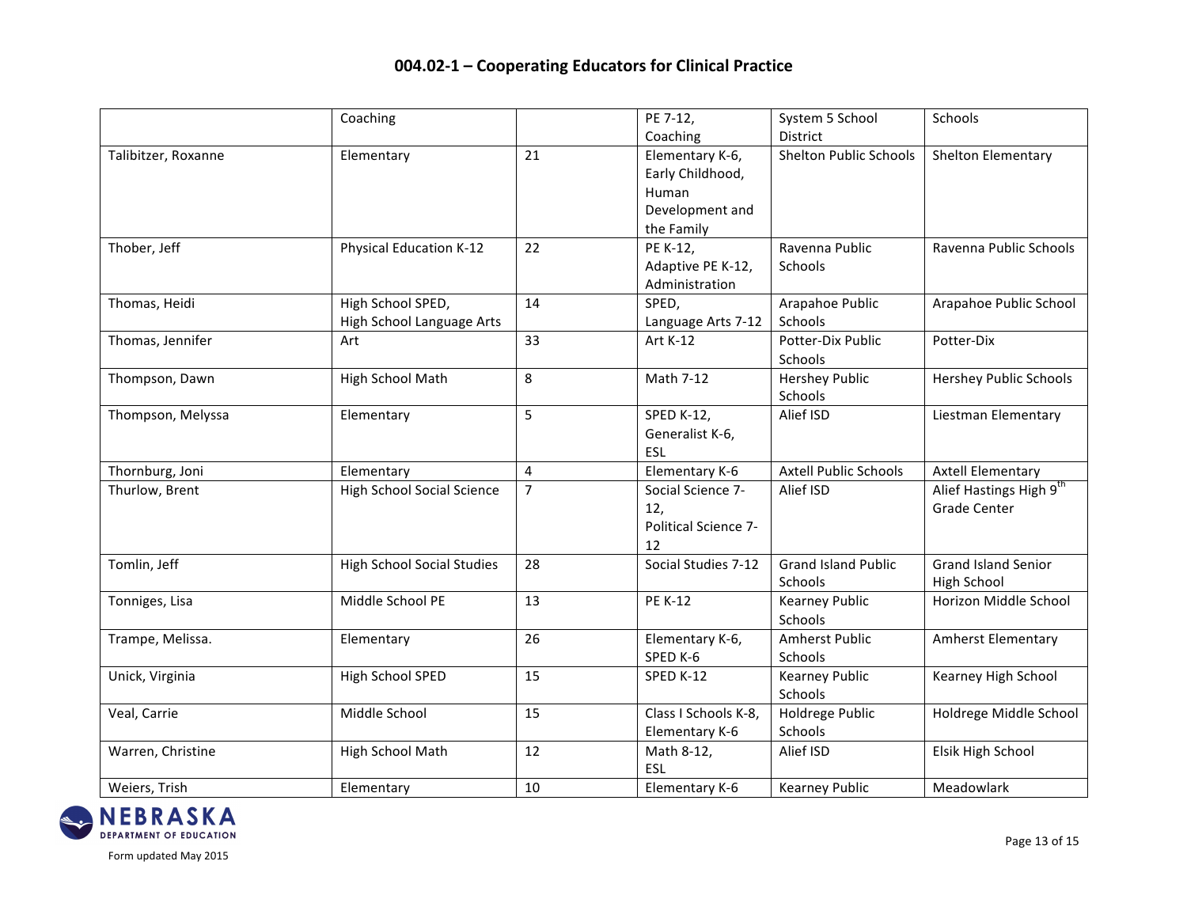# 004.02-1 – Cooperating Educators for Clinical Practice

| | | | | | |
|---|---|---|---|---|---|
| | Coaching | | PE 7-12, Coaching | System 5 School District | Schools |
| Talibitzer, Roxanne | Elementary | 21 | Elementary K-6, Early Childhood, Human Development and the Family | Shelton Public Schools | Shelton Elementary |
| Thober, Jeff | Physical Education K-12 | 22 | PE K-12, Adaptive PE K-12, Administration | Ravenna Public Schools | Ravenna Public Schools |
| Thomas, Heidi | High School SPED, High School Language Arts | 14 | SPED, Language Arts 7-12 | Arapahoe Public Schools | Arapahoe Public School |
| Thomas, Jennifer | Art | 33 | Art K-12 | Potter-Dix Public Schools | Potter-Dix |
| Thompson, Dawn | High School Math | 8 | Math 7-12 | Hershey Public Schools | Hershey Public Schools |
| Thompson, Melyssa | Elementary | 5 | SPED K-12, Generalist K-6, ESL | Alief ISD | Liestman Elementary |
| Thornburg, Joni | Elementary | 4 | Elementary K-6 | Axtell Public Schools | Axtell Elementary |
| Thurlow, Brent | High School Social Science | 7 | Social Science 7-12, Political Science 7-12 | Alief ISD | Alief Hastings High 9th Grade Center |
| Tomlin, Jeff | High School Social Studies | 28 | Social Studies 7-12 | Grand Island Public Schools | Grand Island Senior High School |
| Tonniges, Lisa | Middle School PE | 13 | PE K-12 | Kearney Public Schools | Horizon Middle School |
| Trampe, Melissa. | Elementary | 26 | Elementary K-6, SPED K-6 | Amherst Public Schools | Amherst Elementary |
| Unick, Virginia | High School SPED | 15 | SPED K-12 | Kearney Public Schools | Kearney High School |
| Veal, Carrie | Middle School | 15 | Class I Schools K-8, Elementary K-6 | Holdrege Public Schools | Holdrege Middle School |
| Warren, Christine | High School Math | 12 | Math 8-12, ESL | Alief ISD | Elsik High School |
| Weiers, Trish | Elementary | 10 | Elementary K-6 | Kearney Public | Meadowlark |

Form updated May 2015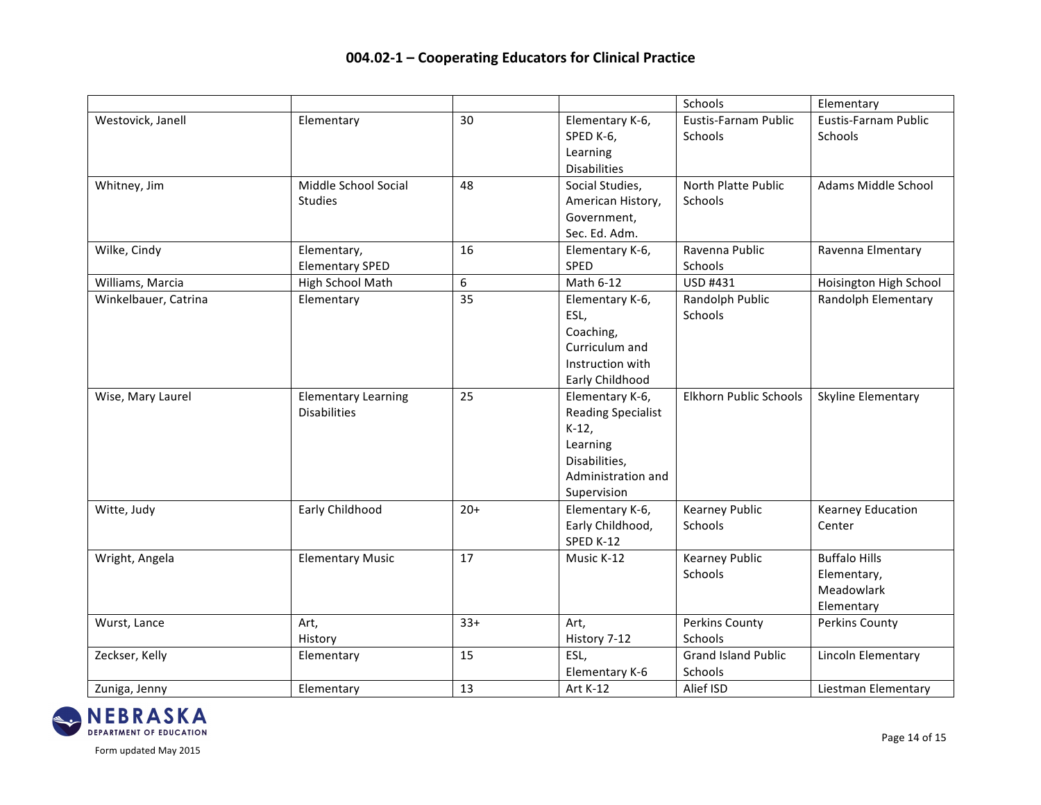## 004.02-1 – Cooperating Educators for Clinical Practice

| | | | | | |
|---|---|---|---|---|---|
| | | | | Schools | Elementary |
| Westovick, Janell | Elementary | 30 | Elementary K-6, SPED K-6, Learning Disabilities | Eustis-Farnam Public Schools | Eustis-Farnam Public Schools |
| Whitney, Jim | Middle School Social Studies | 48 | Social Studies, American History, Government, Sec. Ed. Adm. | North Platte Public Schools | Adams Middle School |
| Wilke, Cindy | Elementary, Elementary SPED | 16 | Elementary K-6, SPED | Ravenna Public Schools | Ravenna Elmentary |
| Williams, Marcia | High School Math | 6 | Math 6-12 | USD #431 | Hoisington High School |
| Winkelbauer, Catrina | Elementary | 35 | Elementary K-6, ESL, Coaching, Curriculum and Instruction with Early Childhood | Randolph Public Schools | Randolph Elementary |
| Wise, Mary Laurel | Elementary Learning Disabilities | 25 | Elementary K-6, Reading Specialist K-12, Learning Disabilities, Administration and Supervision | Elkhorn Public Schools | Skyline Elementary |
| Witte, Judy | Early Childhood | 20+ | Elementary K-6, Early Childhood, SPED K-12 | Kearney Public Schools | Kearney Education Center |
| Wright, Angela | Elementary Music | 17 | Music K-12 | Kearney Public Schools | Buffalo Hills Elementary, Meadowlark Elementary |
| Wurst, Lance | Art, History | 33+ | Art, History 7-12 | Perkins County Schools | Perkins County |
| Zeckser, Kelly | Elementary | 15 | ESL, Elementary K-6 | Grand Island Public Schools | Lincoln Elementary |
| Zuniga, Jenny | Elementary | 13 | Art K-12 | Alief ISD | Liestman Elementary |

Form updated May 2015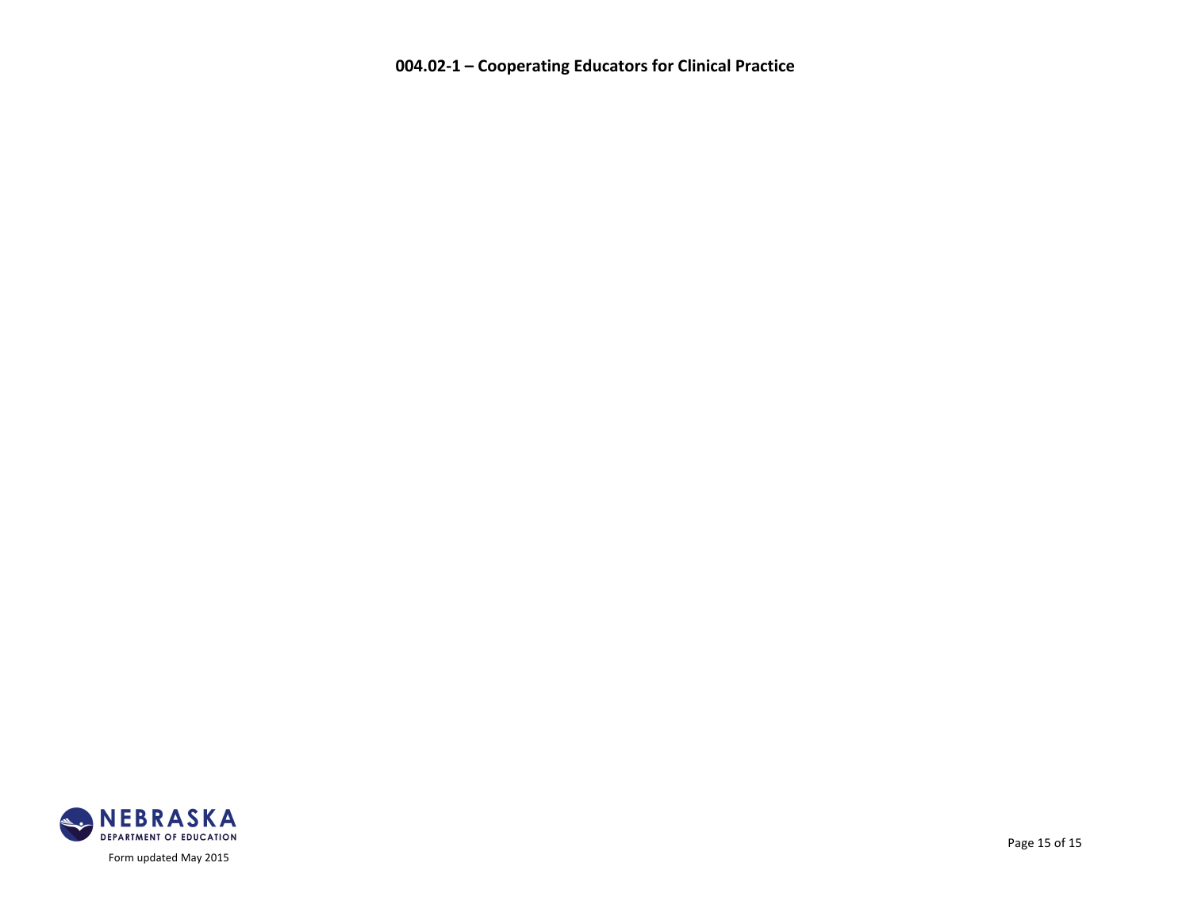**004.02-1 – Cooperating Educators for Clinical Practice**

Form updated May 2015